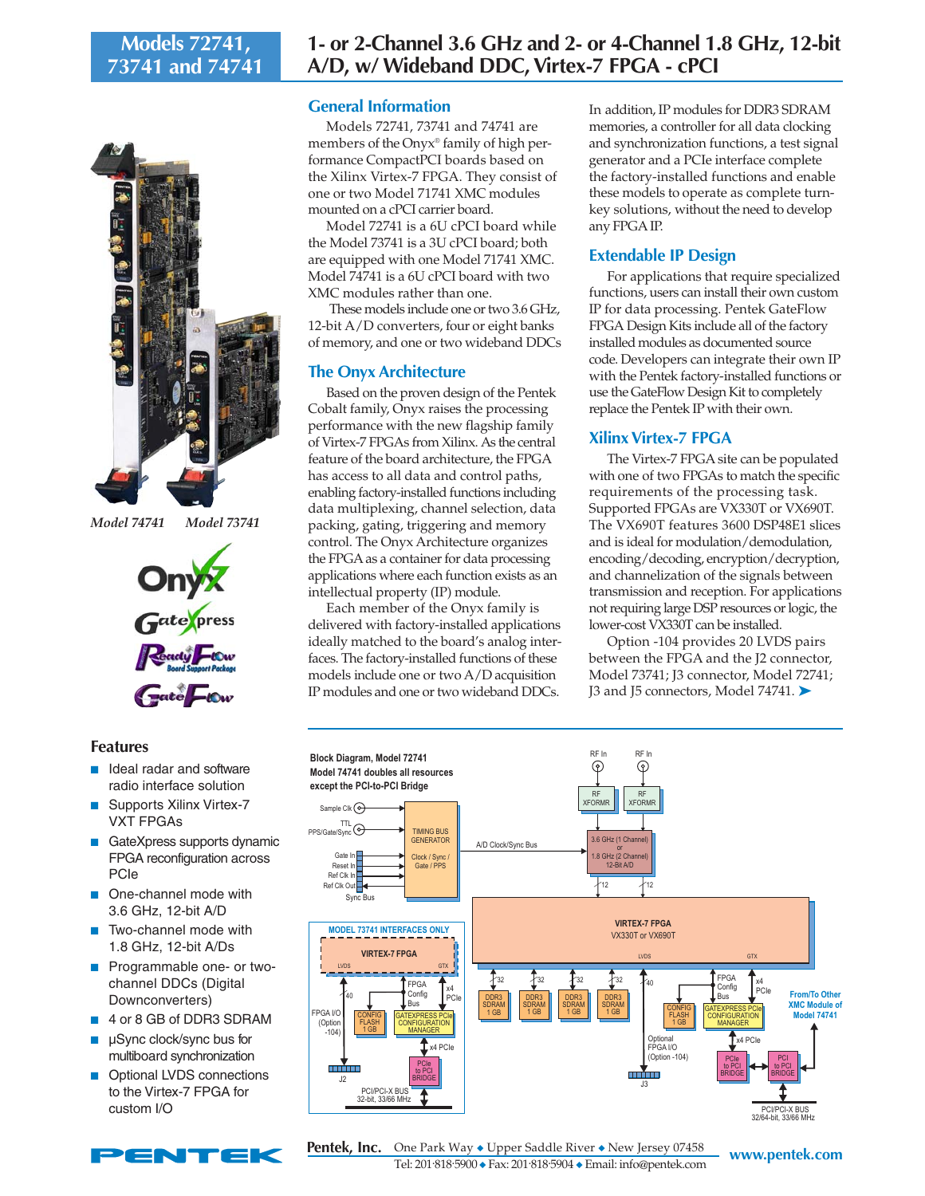# Models 72741, 73741 and 74741

# 1- or 2-Channel 3.6 GHz and 2- or 4-Channel 1.8 GHz, 12-bit A/D, w/ Wideband DDC, Virtex-7 FPGA - cPCI

*Model 74741* *Model 73741*

## Features

- Ideal radar and software radio interface solution
- Supports Xilinx Virtex-7 VXT FPGAs
- GateXpress supports dynamic FPGA reconfiguration across PCIe
- One-channel mode with 3.6 GHz, 12-bit A/D
- Two-channel mode with 1.8 GHz, 12-bit A/Ds
- Programmable one- or two-channel DDCs (Digital Downconverters)
- 4 or 8 GB of DDR3 SDRAM
- µSync clock/sync bus for multiboard synchronization
- Optional LVDS connections to the Virtex-7 FPGA for custom I/O

## General Information

Models 72741, 73741 and 74741 are members of the Onyx® family of high performance CompactPCI boards based on the Xilinx Virtex-7 FPGA. They consist of one or two Model 71741 XMC modules mounted on a cPCI carrier board.

Model 72741 is a 6U cPCI board while the Model 73741 is a 3U cPCI board; both are equipped with one Model 71741 XMC. Model 74741 is a 6U cPCI board with two XMC modules rather than one.

These models include one or two 3.6 GHz, 12-bit A/D converters, four or eight banks of memory, and one or two wideband DDCs

## The Onyx Architecture

Based on the proven design of the Pentek Cobalt family, Onyx raises the processing performance with the new flagship family of Virtex-7 FPGAs from Xilinx. As the central feature of the board architecture, the FPGA has access to all data and control paths, enabling factory-installed functions including data multiplexing, channel selection, data packing, gating, triggering and memory control. The Onyx Architecture organizes the FPGA as a container for data processing applications where each function exists as an intellectual property (IP) module.

Each member of the Onyx family is delivered with factory-installed applications ideally matched to the board's analog interfaces. The factory-installed functions of these models include one or two A/D acquisition IP modules and one or two wideband DDCs.

In addition, IP modules for DDR3 SDRAM memories, a controller for all data clocking and synchronization functions, a test signal generator and a PCIe interface complete the factory-installed functions and enable these models to operate as complete turnkey solutions, without the need to develop any FPGA IP.

## Extendable IP Design

For applications that require specialized functions, users can install their own custom IP for data processing. Pentek GateFlow FPGA Design Kits include all of the factory installed modules as documented source code. Developers can integrate their own IP with the Pentek factory-installed functions or use the GateFlow Design Kit to completely replace the Pentek IP with their own.

## Xilinx Virtex-7 FPGA

The Virtex-7 FPGA site can be populated with one of two FPGAs to match the specific requirements of the processing task. Supported FPGAs are VX330T or VX690T. The VX690T features 3600 DSP48E1 slices and is ideal for modulation/demodulation, encoding/decoding, encryption/decryption, and channelization of the signals between transmission and reception. For applications not requiring large DSP resources or logic, the lower-cost VX330T can be installed.

Option -104 provides 20 LVDS pairs between the FPGA and the J2 connector, Model 73741; J3 connector, Model 72741; J3 and J5 connectors, Model 74741. ➤

**Block Diagram, Model 72741**
**Model 74741 doubles all resources except the PCI-to-PCI Bridge**

Pentek, Inc. One Park Way ◆ Upper Saddle River ◆ New Jersey 07458
Tel: 201·818·5900 ◆ Fax: 201·818·5904 ◆ Email: info@pentek.com
www.pentek.com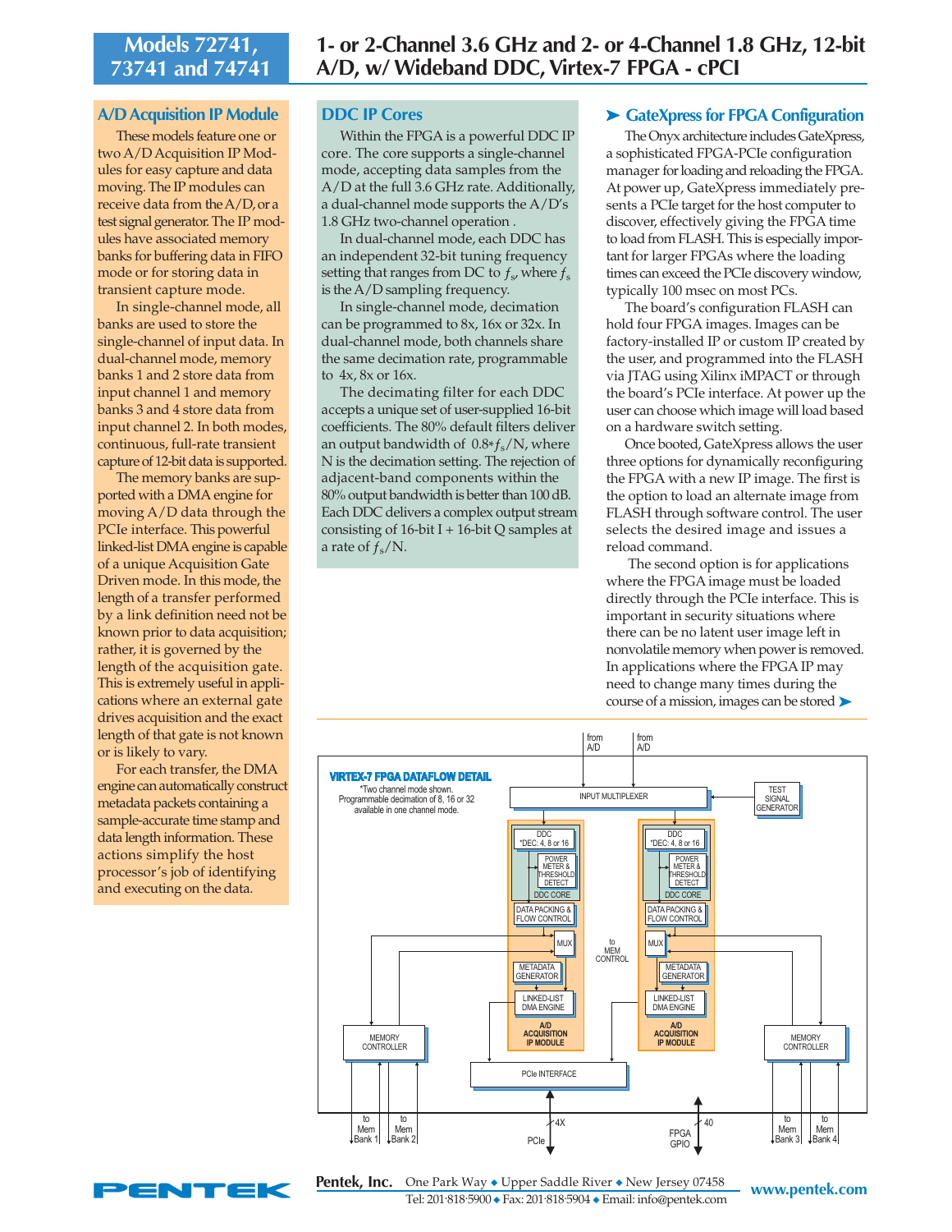## A/D Acquisition IP Module

These models feature one or two A/D Acquisition IP Modules for easy capture and data moving. The IP modules can receive data from the A/D, or a test signal generator. The IP modules have associated memory banks for buffering data in FIFO mode or for storing data in transient capture mode.

In single-channel mode, all banks are used to store the single-channel of input data. In dual-channel mode, memory banks 1 and 2 store data from input channel 1 and memory banks 3 and 4 store data from input channel 2. In both modes, continuous, full-rate transient capture of 12-bit data is supported.

The memory banks are supported with a DMA engine for moving A/D data through the PCIe interface. This powerful linked-list DMA engine is capable of a unique Acquisition Gate Driven mode. In this mode, the length of a transfer performed by a link definition need not be known prior to data acquisition; rather, it is governed by the length of the acquisition gate. This is extremely useful in applications where an external gate drives acquisition and the exact length of that gate is not known or is likely to vary.

For each transfer, the DMA engine can automatically construct metadata packets containing a sample-accurate time stamp and data length information. These actions simplify the host processor's job of identifying and executing on the data.

## DDC IP Cores

Within the FPGA is a powerful DDC IP core. The core supports a single-channel mode, accepting data samples from the A/D at the full 3.6 GHz rate. Additionally, a dual-channel mode supports the A/D's 1.8 GHz two-channel operation .

In dual-channel mode, each DDC has an independent 32-bit tuning frequency setting that ranges from DC to $f_s$, where $f_s$ is the A/D sampling frequency.

In single-channel mode, decimation can be programmed to 8x, 16x or 32x. In dual-channel mode, both channels share the same decimation rate, programmable to 4x, 8x or 16x.

The decimating filter for each DDC accepts a unique set of user-supplied 16-bit coefficients. The 80% default filters deliver an output bandwidth of $0.8*f_s/N$, where N is the decimation setting. The rejection of adjacent-band components within the 80% output bandwidth is better than 100 dB. Each DDC delivers a complex output stream consisting of 16-bit I + 16-bit Q samples at a rate of $f_s/N$.

## ➤ GateXpress for FPGA Configuration

The Onyx architecture includes GateXpress, a sophisticated FPGA-PCIe configuration manager for loading and reloading the FPGA. At power up, GateXpress immediately presents a PCIe target for the host computer to discover, effectively giving the FPGA time to load from FLASH. This is especially important for larger FPGAs where the loading times can exceed the PCIe discovery window, typically 100 msec on most PCs.

The board's configuration FLASH can hold four FPGA images. Images can be factory-installed IP or custom IP created by the user, and programmed into the FLASH via JTAG using Xilinx iMPACT or through the board's PCIe interface. At power up the user can choose which image will load based on a hardware switch setting.

Once booted, GateXpress allows the user three options for dynamically reconfiguring the FPGA with a new IP image. The first is the option to load an alternate image from FLASH through software control. The user selects the desired image and issues a reload command.

The second option is for applications where the FPGA image must be loaded directly through the PCIe interface. This is important in security situations where there can be no latent user image left in nonvolatile memory when power is removed. In applications where the FPGA IP may need to change many times during the course of a mission, images can be stored ➤

**VIRTEX-7 FPGA DATAFLOW DETAIL**

*Two channel mode shown. Programmable decimation of 8, 16 or 32 available in one channel mode.

from A/D | from A/D | INPUT MULTIPLEXER | TEST SIGNAL GENERATOR | DDC *DEC: 4, 8 or 16 | POWER METER & THRESHOLD DETECT | DDC CORE | DATA PACKING & FLOW CONTROL | MUX | to MEM CONTROL | METADATA GENERATOR | LINKED-LIST DMA ENGINE | A/D ACQUISITION IP MODULE | MEMORY CONTROLLER | PCIe INTERFACE | to Mem Bank 1 | to Mem Bank 2 | 4X PCIe | 40 FPGA GPIO | to Mem Bank 3 | to Mem Bank 4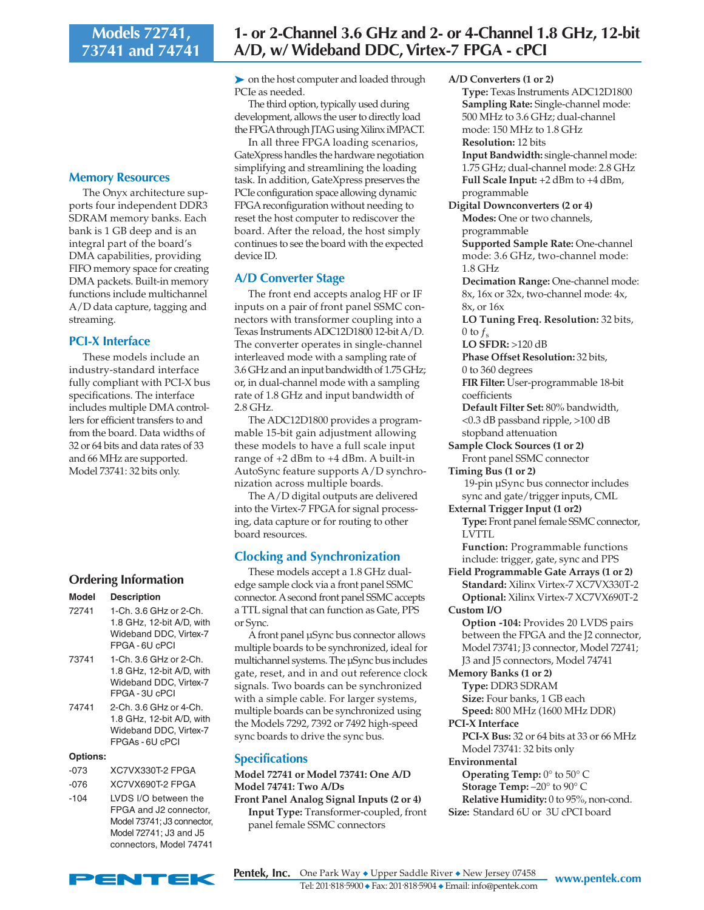## Memory Resources

The Onyx architecture supports four independent DDR3 SDRAM memory banks. Each bank is 1 GB deep and is an integral part of the board's DMA capabilities, providing FIFO memory space for creating DMA packets. Built-in memory functions include multichannel A/D data capture, tagging and streaming.

## PCI-X Interface

These models include an industry-standard interface fully compliant with PCI-X bus specifications. The interface includes multiple DMA controllers for efficient transfers to and from the board. Data widths of 32 or 64 bits and data rates of 33 and 66 MHz are supported. Model 73741: 32 bits only.

## Ordering Information

| Model | Description |
|---|---|
| 72741 | 1-Ch. 3.6 GHz or 2-Ch. 1.8 GHz, 12-bit A/D, with Wideband DDC, Virtex-7 FPGA - 6U cPCI |
| 73741 | 1-Ch. 3.6 GHz or 2-Ch. 1.8 GHz, 12-bit A/D, with Wideband DDC, Virtex-7 FPGA - 3U cPCI |
| 74741 | 2-Ch. 3.6 GHz or 4-Ch. 1.8 GHz, 12-bit A/D, with Wideband DDC, Virtex-7 FPGAs - 6U cPCI |

**Options:**

| | |
|---|---|
| -073 | XC7VX330T-2 FPGA |
| -076 | XC7VX690T-2 FPGA |
| -104 | LVDS I/O between the FPGA and J2 connector, Model 73741; J3 connector, Model 72741; J3 and J5 connectors, Model 74741 |

➤ on the host computer and loaded through PCIe as needed.

The third option, typically used during development, allows the user to directly load the FPGA through JTAG using Xilinx iMPACT.

In all three FPGA loading scenarios, GateXpress handles the hardware negotiation simplifying and streamlining the loading task. In addition, GateXpress preserves the PCIe configuration space allowing dynamic FPGA reconfiguration without needing to reset the host computer to rediscover the board. After the reload, the host simply continues to see the board with the expected device ID.

## A/D Converter Stage

The front end accepts analog HF or IF inputs on a pair of front panel SSMC connectors with transformer coupling into a Texas Instruments ADC12D1800 12-bit A/D. The converter operates in single-channel interleaved mode with a sampling rate of 3.6 GHz and an input bandwidth of 1.75 GHz; or, in dual-channel mode with a sampling rate of 1.8 GHz and input bandwidth of 2.8 GHz.

The ADC12D1800 provides a programmable 15-bit gain adjustment allowing these models to have a full scale input range of +2 dBm to +4 dBm. A built-in AutoSync feature supports A/D synchronization across multiple boards.

The A/D digital outputs are delivered into the Virtex-7 FPGA for signal processing, data capture or for routing to other board resources.

## Clocking and Synchronization

These models accept a 1.8 GHz dual-edge sample clock via a front panel SSMC connector. A second front panel SSMC accepts a TTL signal that can function as Gate, PPS or Sync.

A front panel µSync bus connector allows multiple boards to be synchronized, ideal for multichannel systems. The µSync bus includes gate, reset, and in and out reference clock signals. Two boards can be synchronized with a simple cable. For larger systems, multiple boards can be synchronized using the Models 7292, 7392 or 7492 high-speed sync boards to drive the sync bus.

## Specifications

**Model 72741 or Model 73741: One A/D**
**Model 74741: Two A/Ds**

**Front Panel Analog Signal Inputs (2 or 4)**
- **Input Type:** Transformer-coupled, front panel female SSMC connectors

**A/D Converters (1 or 2)**
- **Type:** Texas Instruments ADC12D1800
- **Sampling Rate:** Single-channel mode: 500 MHz to 3.6 GHz; dual-channel mode: 150 MHz to 1.8 GHz
- **Resolution:** 12 bits
- **Input Bandwidth:** single-channel mode: 1.75 GHz; dual-channel mode: 2.8 GHz
- **Full Scale Input:** +2 dBm to +4 dBm, programmable

**Digital Downconverters (2 or 4)**
- **Modes:** One or two channels, programmable
- **Supported Sample Rate:** One-channel mode: 3.6 GHz, two-channel mode: 1.8 GHz
- **Decimation Range:** One-channel mode: 8x, 16x or 32x, two-channel mode: 4x, 8x, or 16x
- **LO Tuning Freq. Resolution:** 32 bits, 0 to $f_s$
- **LO SFDR:** >120 dB
- **Phase Offset Resolution:** 32 bits, 0 to 360 degrees
- **FIR Filter:** User-programmable 18-bit coefficients
- **Default Filter Set:** 80% bandwidth, <0.3 dB passband ripple, >100 dB stopband attenuation

**Sample Clock Sources (1 or 2)**
- Front panel SSMC connector

**Timing Bus (1 or 2)**
- 19-pin µSync bus connector includes sync and gate/trigger inputs, CML

**External Trigger Input (1 or2)**
- **Type:** Front panel female SSMC connector, LVTTL
- **Function:** Programmable functions include: trigger, gate, sync and PPS

**Field Programmable Gate Arrays (1 or 2)**
- **Standard:** Xilinx Virtex-7 XC7VX330T-2
- **Optional:** Xilinx Virtex-7 XC7VX690T-2

**Custom I/O**
- **Option -104:** Provides 20 LVDS pairs between the FPGA and the J2 connector, Model 73741; J3 connector, Model 72741; J3 and J5 connectors, Model 74741

**Memory Banks (1 or 2)**
- **Type:** DDR3 SDRAM
- **Size:** Four banks, 1 GB each
- **Speed:** 800 MHz (1600 MHz DDR)

**PCI-X Interface**
- **PCI-X Bus:** 32 or 64 bits at 33 or 66 MHz Model 73741: 32 bits only

**Environmental**
- **Operating Temp:** 0° to 50° C
- **Storage Temp:** –20° to 90° C
- **Relative Humidity:** 0 to 95%, non-cond.

**Size:** Standard 6U or 3U cPCI board